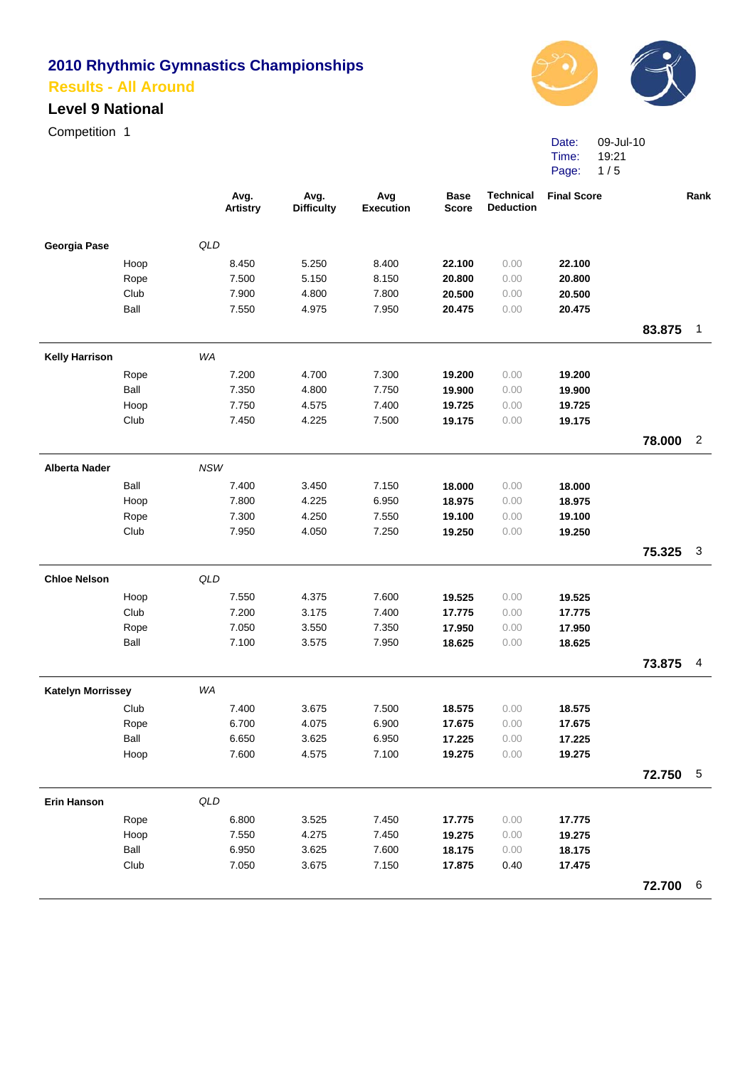# 2010 Rhythmic Gymnastics Championships

## Results - All Around

### Level 9 National

Competition 1

Date: 09-Jul-10
Time: 19:21

| | | Avg. Artistry | Avg. Difficulty | Avg Execution | Base Score | Technical Deduction | Final Score | | Rank |
|---|---|---|---|---|---|---|---|---|---|
| **Georgia Pase** | *QLD* | | | | | | | | |
| | Hoop | 8.450 | 5.250 | 8.400 | **22.100** | 0.00 | **22.100** | | |
| | Rope | 7.500 | 5.150 | 8.150 | **20.800** | 0.00 | **20.800** | | |
| | Club | 7.900 | 4.800 | 7.800 | **20.500** | 0.00 | **20.500** | | |
| | Ball | 7.550 | 4.975 | 7.950 | **20.475** | 0.00 | **20.475** | | |
| | | | | | | | | **83.875** | 1 |
| **Kelly Harrison** | *WA* | | | | | | | | |
| | Rope | 7.200 | 4.700 | 7.300 | **19.200** | 0.00 | **19.200** | | |
| | Ball | 7.350 | 4.800 | 7.750 | **19.900** | 0.00 | **19.900** | | |
| | Hoop | 7.750 | 4.575 | 7.400 | **19.725** | 0.00 | **19.725** | | |
| | Club | 7.450 | 4.225 | 7.500 | **19.175** | 0.00 | **19.175** | | |
| | | | | | | | | **78.000** | 2 |
| **Alberta Nader** | *NSW* | | | | | | | | |
| | Ball | 7.400 | 3.450 | 7.150 | **18.000** | 0.00 | **18.000** | | |
| | Hoop | 7.800 | 4.225 | 6.950 | **18.975** | 0.00 | **18.975** | | |
| | Rope | 7.300 | 4.250 | 7.550 | **19.100** | 0.00 | **19.100** | | |
| | Club | 7.950 | 4.050 | 7.250 | **19.250** | 0.00 | **19.250** | | |
| | | | | | | | | **75.325** | 3 |
| **Chloe Nelson** | *QLD* | | | | | | | | |
| | Hoop | 7.550 | 4.375 | 7.600 | **19.525** | 0.00 | **19.525** | | |
| | Club | 7.200 | 3.175 | 7.400 | **17.775** | 0.00 | **17.775** | | |
| | Rope | 7.050 | 3.550 | 7.350 | **17.950** | 0.00 | **17.950** | | |
| | Ball | 7.100 | 3.575 | 7.950 | **18.625** | 0.00 | **18.625** | | |
| | | | | | | | | **73.875** | 4 |
| **Katelyn Morrissey** | *WA* | | | | | | | | |
| | Club | 7.400 | 3.675 | 7.500 | **18.575** | 0.00 | **18.575** | | |
| | Rope | 6.700 | 4.075 | 6.900 | **17.675** | 0.00 | **17.675** | | |
| | Ball | 6.650 | 3.625 | 6.950 | **17.225** | 0.00 | **17.225** | | |
| | Hoop | 7.600 | 4.575 | 7.100 | **19.275** | 0.00 | **19.275** | | |
| | | | | | | | | **72.750** | 5 |
| **Erin Hanson** | *QLD* | | | | | | | | |
| | Rope | 6.800 | 3.525 | 7.450 | **17.775** | 0.00 | **17.775** | | |
| | Hoop | 7.550 | 4.275 | 7.450 | **19.275** | 0.00 | **19.275** | | |
| | Ball | 6.950 | 3.625 | 7.600 | **18.175** | 0.00 | **18.175** | | |
| | Club | 7.050 | 3.675 | 7.150 | **17.875** | 0.40 | **17.475** | | |
| | | | | | | | | **72.700** | 6 |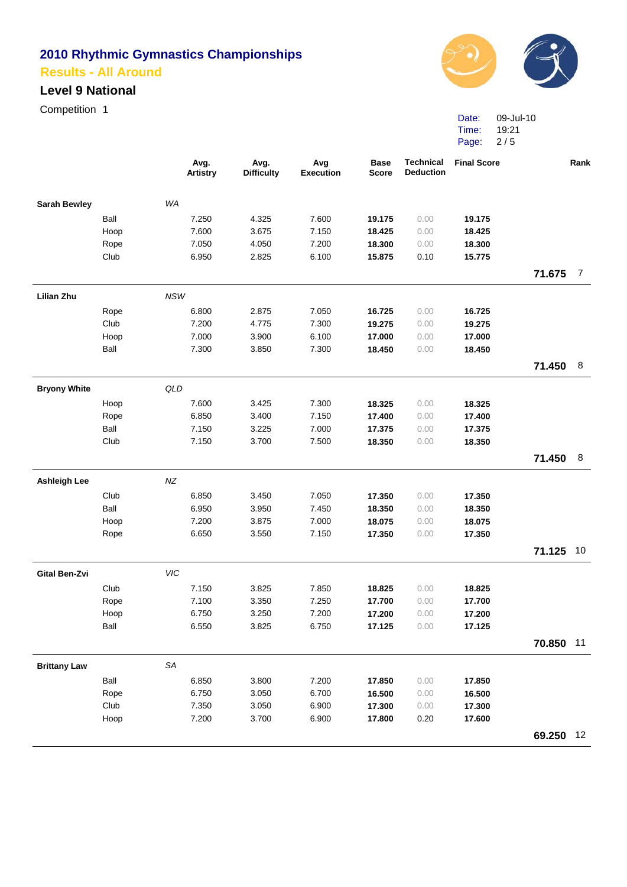# 2010 Rhythmic Gymnastics Championships

## Results - All Around

### Level 9 National

Competition 1

Date: 09-Jul-10
Time: 19:21

| | | | Avg. Artistry | Avg. Difficulty | Avg Execution | Base Score | Technical Deduction | Final Score | | Rank |
|---|---|---|---|---|---|---|---|---|---|---|
| **Sarah Bewley** | | *WA* | | | | | | | | |
| | Ball | | 7.250 | 4.325 | 7.600 | **19.175** | 0.00 | **19.175** | | |
| | Hoop | | 7.600 | 3.675 | 7.150 | **18.425** | 0.00 | **18.425** | | |
| | Rope | | 7.050 | 4.050 | 7.200 | **18.300** | 0.00 | **18.300** | | |
| | Club | | 6.950 | 2.825 | 6.100 | **15.875** | 0.10 | **15.775** | | |
| | | | | | | | | | **71.675** | 7 |
| **Lilian Zhu** | | *NSW* | | | | | | | | |
| | Rope | | 6.800 | 2.875 | 7.050 | **16.725** | 0.00 | **16.725** | | |
| | Club | | 7.200 | 4.775 | 7.300 | **19.275** | 0.00 | **19.275** | | |
| | Hoop | | 7.000 | 3.900 | 6.100 | **17.000** | 0.00 | **17.000** | | |
| | Ball | | 7.300 | 3.850 | 7.300 | **18.450** | 0.00 | **18.450** | | |
| | | | | | | | | | **71.450** | 8 |
| **Bryony White** | | *QLD* | | | | | | | | |
| | Hoop | | 7.600 | 3.425 | 7.300 | **18.325** | 0.00 | **18.325** | | |
| | Rope | | 6.850 | 3.400 | 7.150 | **17.400** | 0.00 | **17.400** | | |
| | Ball | | 7.150 | 3.225 | 7.000 | **17.375** | 0.00 | **17.375** | | |
| | Club | | 7.150 | 3.700 | 7.500 | **18.350** | 0.00 | **18.350** | | |
| | | | | | | | | | **71.450** | 8 |
| **Ashleigh Lee** | | *NZ* | | | | | | | | |
| | Club | | 6.850 | 3.450 | 7.050 | **17.350** | 0.00 | **17.350** | | |
| | Ball | | 6.950 | 3.950 | 7.450 | **18.350** | 0.00 | **18.350** | | |
| | Hoop | | 7.200 | 3.875 | 7.000 | **18.075** | 0.00 | **18.075** | | |
| | Rope | | 6.650 | 3.550 | 7.150 | **17.350** | 0.00 | **17.350** | | |
| | | | | | | | | | **71.125** | 10 |
| **Gital Ben-Zvi** | | *VIC* | | | | | | | | |
| | Club | | 7.150 | 3.825 | 7.850 | **18.825** | 0.00 | **18.825** | | |
| | Rope | | 7.100 | 3.350 | 7.250 | **17.700** | 0.00 | **17.700** | | |
| | Hoop | | 6.750 | 3.250 | 7.200 | **17.200** | 0.00 | **17.200** | | |
| | Ball | | 6.550 | 3.825 | 6.750 | **17.125** | 0.00 | **17.125** | | |
| | | | | | | | | | **70.850** | 11 |
| **Brittany Law** | | *SA* | | | | | | | | |
| | Ball | | 6.850 | 3.800 | 7.200 | **17.850** | 0.00 | **17.850** | | |
| | Rope | | 6.750 | 3.050 | 6.700 | **16.500** | 0.00 | **16.500** | | |
| | Club | | 7.350 | 3.050 | 6.900 | **17.300** | 0.00 | **17.300** | | |
| | Hoop | | 7.200 | 3.700 | 6.900 | **17.800** | 0.20 | **17.600** | | |
| | | | | | | | | | **69.250** | 12 |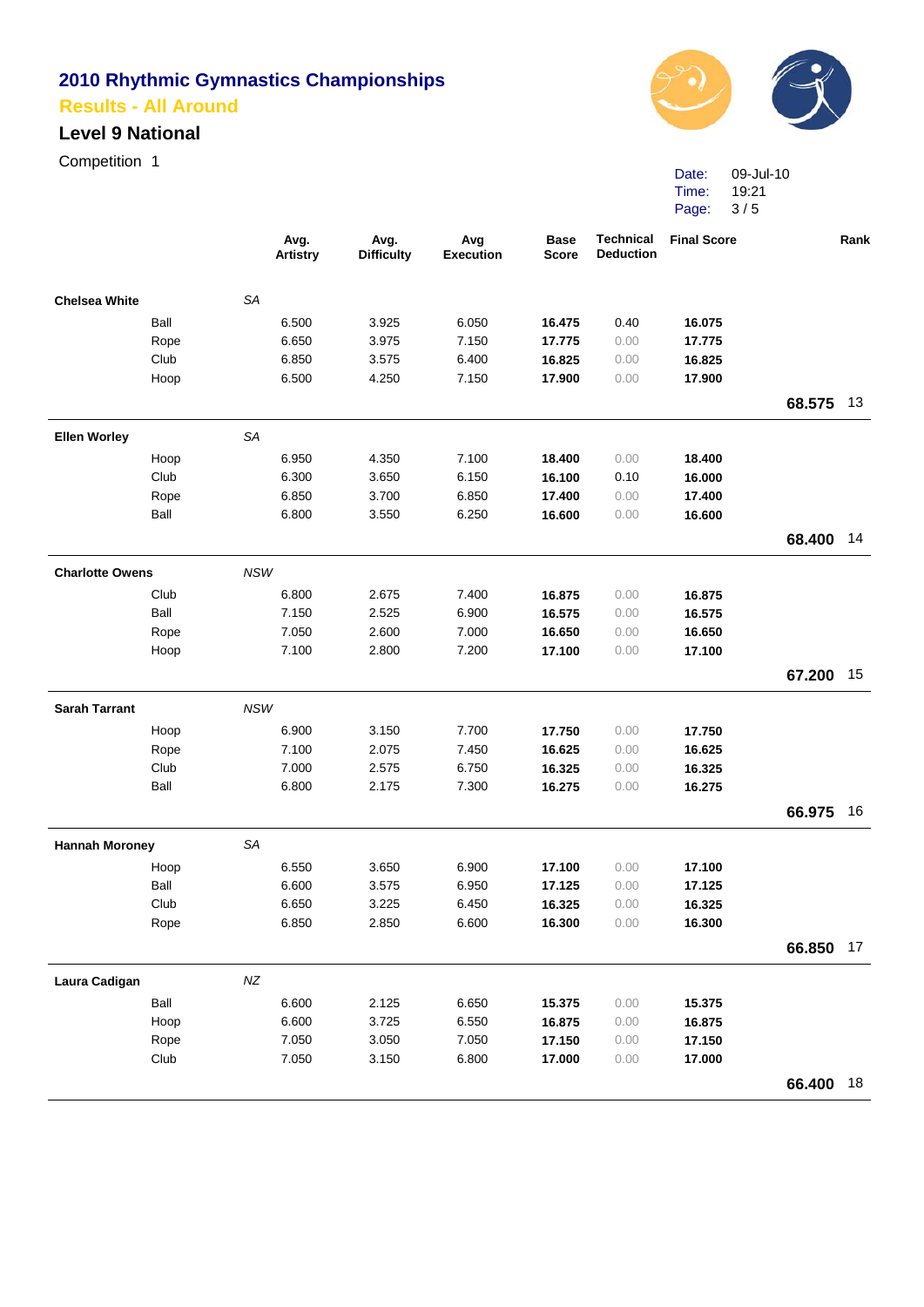# 2010 Rhythmic Gymnastics Championships

## Results - All Around

### Level 9 National

Competition 1

Date: 09-Jul-10
Time: 19:21

| | | Avg. Artistry | Avg. Difficulty | Avg Execution | Base Score | Technical Deduction | Final Score | | Rank |
|---|---|---|---|---|---|---|---|---|---|
| **Chelsea White** | *SA* | | | | | | | | |
| | Ball | 6.500 | 3.925 | 6.050 | **16.475** | 0.40 | **16.075** | | |
| | Rope | 6.650 | 3.975 | 7.150 | **17.775** | 0.00 | **17.775** | | |
| | Club | 6.850 | 3.575 | 6.400 | **16.825** | 0.00 | **16.825** | | |
| | Hoop | 6.500 | 4.250 | 7.150 | **17.900** | 0.00 | **17.900** | | |
| | | | | | | | | **68.575** | 13 |
| **Ellen Worley** | *SA* | | | | | | | | |
| | Hoop | 6.950 | 4.350 | 7.100 | **18.400** | 0.00 | **18.400** | | |
| | Club | 6.300 | 3.650 | 6.150 | **16.100** | 0.10 | **16.000** | | |
| | Rope | 6.850 | 3.700 | 6.850 | **17.400** | 0.00 | **17.400** | | |
| | Ball | 6.800 | 3.550 | 6.250 | **16.600** | 0.00 | **16.600** | | |
| | | | | | | | | **68.400** | 14 |
| **Charlotte Owens** | *NSW* | | | | | | | | |
| | Club | 6.800 | 2.675 | 7.400 | **16.875** | 0.00 | **16.875** | | |
| | Ball | 7.150 | 2.525 | 6.900 | **16.575** | 0.00 | **16.575** | | |
| | Rope | 7.050 | 2.600 | 7.000 | **16.650** | 0.00 | **16.650** | | |
| | Hoop | 7.100 | 2.800 | 7.200 | **17.100** | 0.00 | **17.100** | | |
| | | | | | | | | **67.200** | 15 |
| **Sarah Tarrant** | *NSW* | | | | | | | | |
| | Hoop | 6.900 | 3.150 | 7.700 | **17.750** | 0.00 | **17.750** | | |
| | Rope | 7.100 | 2.075 | 7.450 | **16.625** | 0.00 | **16.625** | | |
| | Club | 7.000 | 2.575 | 6.750 | **16.325** | 0.00 | **16.325** | | |
| | Ball | 6.800 | 2.175 | 7.300 | **16.275** | 0.00 | **16.275** | | |
| | | | | | | | | **66.975** | 16 |
| **Hannah Moroney** | *SA* | | | | | | | | |
| | Hoop | 6.550 | 3.650 | 6.900 | **17.100** | 0.00 | **17.100** | | |
| | Ball | 6.600 | 3.575 | 6.950 | **17.125** | 0.00 | **17.125** | | |
| | Club | 6.650 | 3.225 | 6.450 | **16.325** | 0.00 | **16.325** | | |
| | Rope | 6.850 | 2.850 | 6.600 | **16.300** | 0.00 | **16.300** | | |
| | | | | | | | | **66.850** | 17 |
| **Laura Cadigan** | *NZ* | | | | | | | | |
| | Ball | 6.600 | 2.125 | 6.650 | **15.375** | 0.00 | **15.375** | | |
| | Hoop | 6.600 | 3.725 | 6.550 | **16.875** | 0.00 | **16.875** | | |
| | Rope | 7.050 | 3.050 | 7.050 | **17.150** | 0.00 | **17.150** | | |
| | Club | 7.050 | 3.150 | 6.800 | **17.000** | 0.00 | **17.000** | | |
| | | | | | | | | **66.400** | 18 |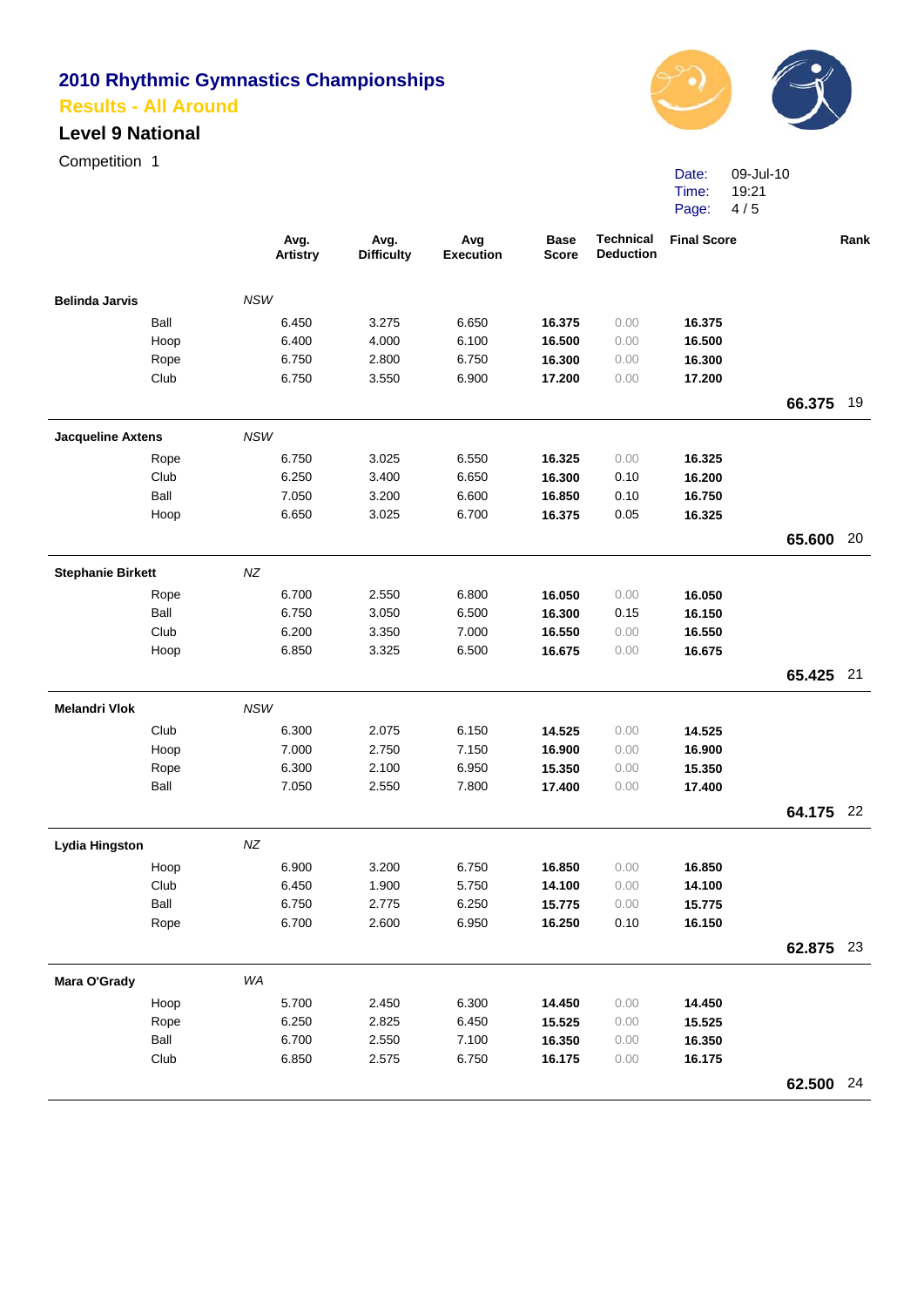# 2010 Rhythmic Gymnastics Championships

## Results - All Around

### Level 9 National

Competition 1

Date: 09-Jul-10
Time: 19:21

| | | Avg. Artistry | Avg. Difficulty | Avg Execution | Base Score | Technical Deduction | Final Score | | Rank |
|---|---|---|---|---|---|---|---|---|---|
| **Belinda Jarvis** | *NSW* | | | | | | | | |
| Ball | | 6.450 | 3.275 | 6.650 | **16.375** | 0.00 | **16.375** | | |
| Hoop | | 6.400 | 4.000 | 6.100 | **16.500** | 0.00 | **16.500** | | |
| Rope | | 6.750 | 2.800 | 6.750 | **16.300** | 0.00 | **16.300** | | |
| Club | | 6.750 | 3.550 | 6.900 | **17.200** | 0.00 | **17.200** | | |
| | | | | | | | | **66.375** | 19 |
| **Jacqueline Axtens** | *NSW* | | | | | | | | |
| Rope | | 6.750 | 3.025 | 6.550 | **16.325** | 0.00 | **16.325** | | |
| Club | | 6.250 | 3.400 | 6.650 | **16.300** | 0.10 | **16.200** | | |
| Ball | | 7.050 | 3.200 | 6.600 | **16.850** | 0.10 | **16.750** | | |
| Hoop | | 6.650 | 3.025 | 6.700 | **16.375** | 0.05 | **16.325** | | |
| | | | | | | | | **65.600** | 20 |
| **Stephanie Birkett** | *NZ* | | | | | | | | |
| Rope | | 6.700 | 2.550 | 6.800 | **16.050** | 0.00 | **16.050** | | |
| Ball | | 6.750 | 3.050 | 6.500 | **16.300** | 0.15 | **16.150** | | |
| Club | | 6.200 | 3.350 | 7.000 | **16.550** | 0.00 | **16.550** | | |
| Hoop | | 6.850 | 3.325 | 6.500 | **16.675** | 0.00 | **16.675** | | |
| | | | | | | | | **65.425** | 21 |
| **Melandri Vlok** | *NSW* | | | | | | | | |
| Club | | 6.300 | 2.075 | 6.150 | **14.525** | 0.00 | **14.525** | | |
| Hoop | | 7.000 | 2.750 | 7.150 | **16.900** | 0.00 | **16.900** | | |
| Rope | | 6.300 | 2.100 | 6.950 | **15.350** | 0.00 | **15.350** | | |
| Ball | | 7.050 | 2.550 | 7.800 | **17.400** | 0.00 | **17.400** | | |
| | | | | | | | | **64.175** | 22 |
| **Lydia Hingston** | *NZ* | | | | | | | | |
| Hoop | | 6.900 | 3.200 | 6.750 | **16.850** | 0.00 | **16.850** | | |
| Club | | 6.450 | 1.900 | 5.750 | **14.100** | 0.00 | **14.100** | | |
| Ball | | 6.750 | 2.775 | 6.250 | **15.775** | 0.00 | **15.775** | | |
| Rope | | 6.700 | 2.600 | 6.950 | **16.250** | 0.10 | **16.150** | | |
| | | | | | | | | **62.875** | 23 |
| **Mara O'Grady** | *WA* | | | | | | | | |
| Hoop | | 5.700 | 2.450 | 6.300 | **14.450** | 0.00 | **14.450** | | |
| Rope | | 6.250 | 2.825 | 6.450 | **15.525** | 0.00 | **15.525** | | |
| Ball | | 6.700 | 2.550 | 7.100 | **16.350** | 0.00 | **16.350** | | |
| Club | | 6.850 | 2.575 | 6.750 | **16.175** | 0.00 | **16.175** | | |
| | | | | | | | | **62.500** | 24 |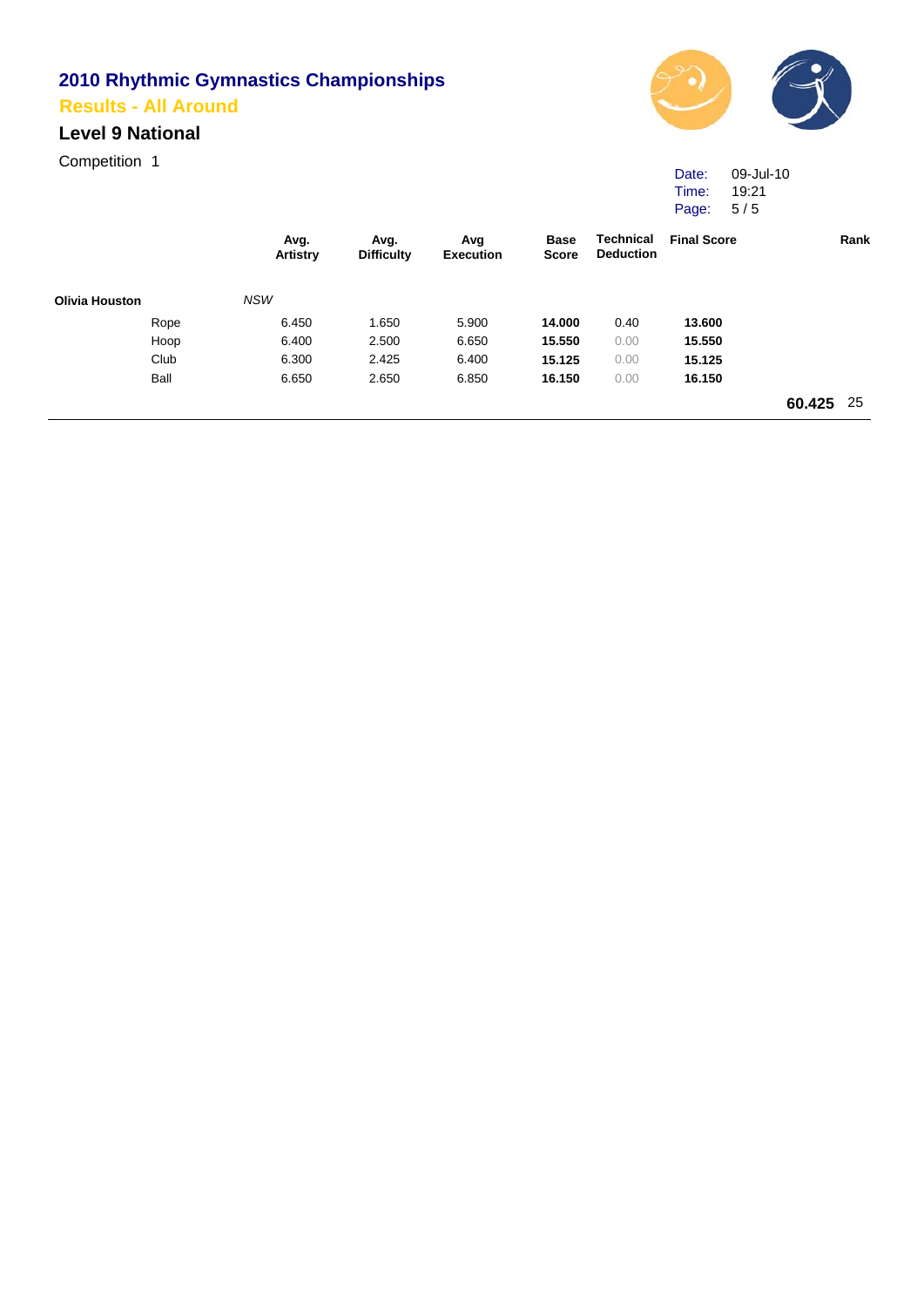# 2010 Rhythmic Gymnastics Championships

## Results - All Around

### Level 9 National

Competition 1

Date: 09-Jul-10
Time: 19:21
Page: 5 / 5

| | | Avg. Artistry | Avg. Difficulty | Avg Execution | Base Score | Technical Deduction | Final Score | | Rank |
|---|---|---|---|---|---|---|---|---|---|
| **Olivia Houston** | *NSW* | | | | | | | | |
| Rope | | 6.450 | 1.650 | 5.900 | **14.000** | 0.40 | **13.600** | | |
| Hoop | | 6.400 | 2.500 | 6.650 | **15.550** | 0.00 | **15.550** | | |
| Club | | 6.300 | 2.425 | 6.400 | **15.125** | 0.00 | **15.125** | | |
| Ball | | 6.650 | 2.650 | 6.850 | **16.150** | 0.00 | **16.150** | | |
| | | | | | | | | **60.425** | 25 |